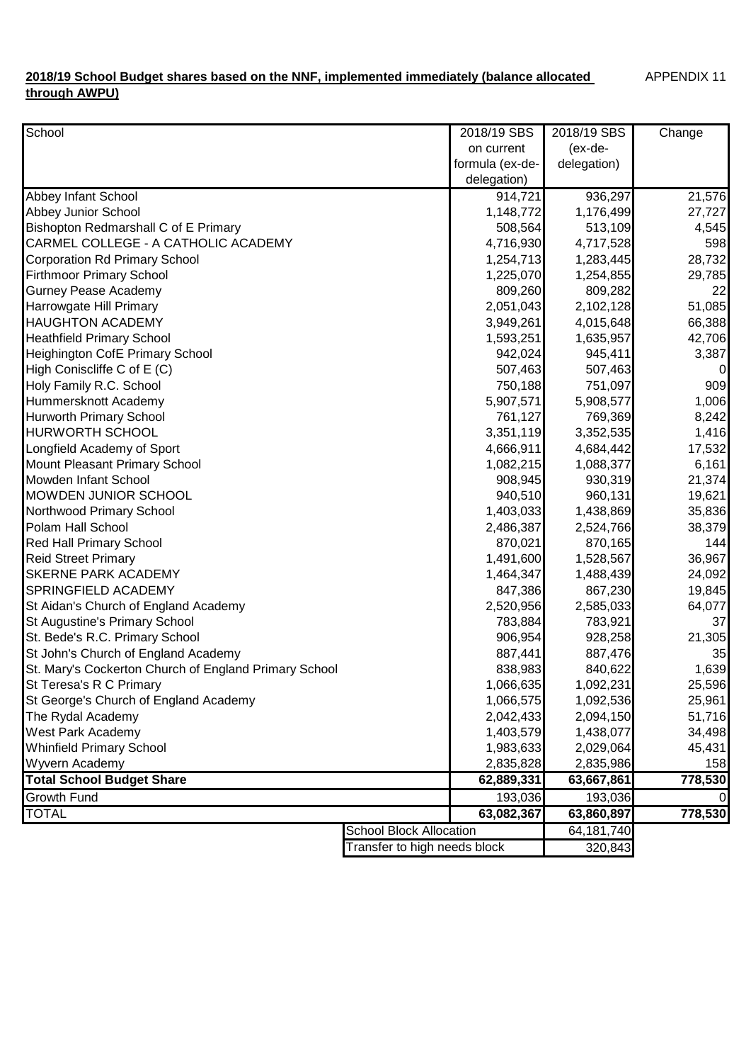**2018/19 School Budget shares based on the NNF, implemented immediately (balance allocated through AWPU)**

APPENDIX 11

| School | 2018/19 SBS on current formula (ex-de-delegation) | 2018/19 SBS (ex-de-delegation) | Change |
|---|---|---|---|
| Abbey Infant School | 914,721 | 936,297 | 21,576 |
| Abbey Junior School | 1,148,772 | 1,176,499 | 27,727 |
| Bishopton Redmarshall C of E Primary | 508,564 | 513,109 | 4,545 |
| CARMEL COLLEGE - A CATHOLIC ACADEMY | 4,716,930 | 4,717,528 | 598 |
| Corporation Rd Primary School | 1,254,713 | 1,283,445 | 28,732 |
| Firthmoor Primary School | 1,225,070 | 1,254,855 | 29,785 |
| Gurney Pease Academy | 809,260 | 809,282 | 22 |
| Harrowgate Hill Primary | 2,051,043 | 2,102,128 | 51,085 |
| HAUGHTON ACADEMY | 3,949,261 | 4,015,648 | 66,388 |
| Heathfield Primary School | 1,593,251 | 1,635,957 | 42,706 |
| Heighington CofE Primary School | 942,024 | 945,411 | 3,387 |
| High Coniscliffe C of E (C) | 507,463 | 507,463 | 0 |
| Holy Family R.C. School | 750,188 | 751,097 | 909 |
| Hummersknott Academy | 5,907,571 | 5,908,577 | 1,006 |
| Hurworth Primary School | 761,127 | 769,369 | 8,242 |
| HURWORTH SCHOOL | 3,351,119 | 3,352,535 | 1,416 |
| Longfield Academy of Sport | 4,666,911 | 4,684,442 | 17,532 |
| Mount Pleasant Primary School | 1,082,215 | 1,088,377 | 6,161 |
| Mowden Infant School | 908,945 | 930,319 | 21,374 |
| MOWDEN JUNIOR SCHOOL | 940,510 | 960,131 | 19,621 |
| Northwood Primary School | 1,403,033 | 1,438,869 | 35,836 |
| Polam Hall School | 2,486,387 | 2,524,766 | 38,379 |
| Red Hall Primary School | 870,021 | 870,165 | 144 |
| Reid Street Primary | 1,491,600 | 1,528,567 | 36,967 |
| SKERNE PARK ACADEMY | 1,464,347 | 1,488,439 | 24,092 |
| SPRINGFIELD ACADEMY | 847,386 | 867,230 | 19,845 |
| St Aidan's Church of England Academy | 2,520,956 | 2,585,033 | 64,077 |
| St Augustine's Primary School | 783,884 | 783,921 | 37 |
| St. Bede's R.C. Primary School | 906,954 | 928,258 | 21,305 |
| St John's Church of England Academy | 887,441 | 887,476 | 35 |
| St. Mary's Cockerton Church of England Primary School | 838,983 | 840,622 | 1,639 |
| St Teresa's R C Primary | 1,066,635 | 1,092,231 | 25,596 |
| St George's Church of England Academy | 1,066,575 | 1,092,536 | 25,961 |
| The Rydal Academy | 2,042,433 | 2,094,150 | 51,716 |
| West Park Academy | 1,403,579 | 1,438,077 | 34,498 |
| Whinfield Primary School | 1,983,633 | 2,029,064 | 45,431 |
| Wyvern Academy | 2,835,828 | 2,835,986 | 158 |
| **Total School Budget Share** | **62,889,331** | **63,667,861** | **778,530** |
| Growth Fund | 193,036 | 193,036 | 0 |
| **TOTAL** | **63,082,367** | **63,860,897** | **778,530** |
| School Block Allocation | | 64,181,740 | |
| Transfer to high needs block | | 320,843 | |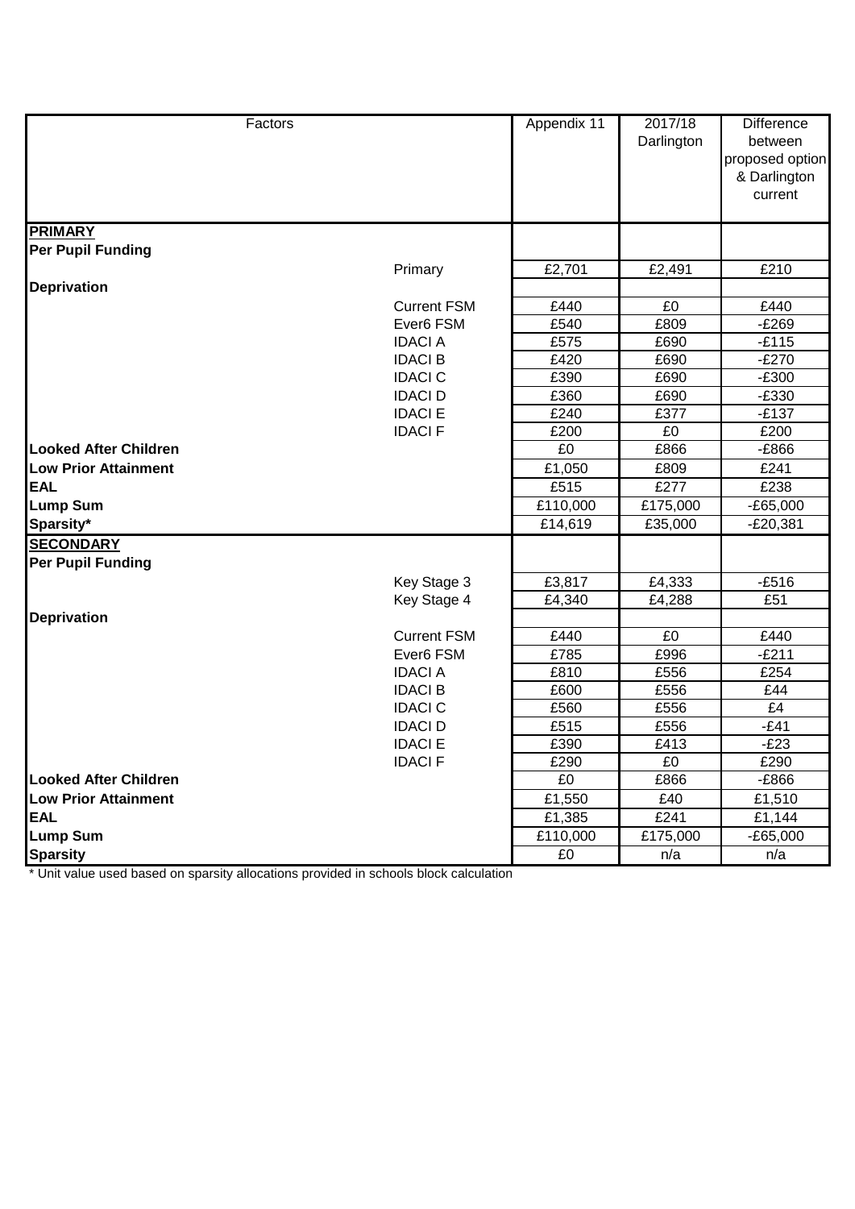| Factors | | Appendix 11 | 2017/18 Darlington | Difference between proposed option & Darlington current |
|---|---|---|---|---|
| **PRIMARY** | | | | |
| **Per Pupil Funding** | | | | |
| | Primary | £2,701 | £2,491 | £210 |
| **Deprivation** | | | | |
| | Current FSM | £440 | £0 | £440 |
| | Ever6 FSM | £540 | £809 | -£269 |
| | IDACI A | £575 | £690 | -£115 |
| | IDACI B | £420 | £690 | -£270 |
| | IDACI C | £390 | £690 | -£300 |
| | IDACI D | £360 | £690 | -£330 |
| | IDACI E | £240 | £377 | -£137 |
| | IDACI F | £200 | £0 | £200 |
| **Looked After Children** | | £0 | £866 | -£866 |
| **Low Prior Attainment** | | £1,050 | £809 | £241 |
| **EAL** | | £515 | £277 | £238 |
| **Lump Sum** | | £110,000 | £175,000 | -£65,000 |
| **Sparsity*** | | £14,619 | £35,000 | -£20,381 |
| **SECONDARY** | | | | |
| **Per Pupil Funding** | | | | |
| | Key Stage 3 | £3,817 | £4,333 | -£516 |
| | Key Stage 4 | £4,340 | £4,288 | £51 |
| **Deprivation** | | | | |
| | Current FSM | £440 | £0 | £440 |
| | Ever6 FSM | £785 | £996 | -£211 |
| | IDACI A | £810 | £556 | £254 |
| | IDACI B | £600 | £556 | £44 |
| | IDACI C | £560 | £556 | £4 |
| | IDACI D | £515 | £556 | -£41 |
| | IDACI E | £390 | £413 | -£23 |
| | IDACI F | £290 | £0 | £290 |
| **Looked After Children** | | £0 | £866 | -£866 |
| **Low Prior Attainment** | | £1,550 | £40 | £1,510 |
| **EAL** | | £1,385 | £241 | £1,144 |
| **Lump Sum** | | £110,000 | £175,000 | -£65,000 |
| **Sparsity** | | £0 | n/a | n/a |

* Unit value used based on sparsity allocations provided in schools block calculation